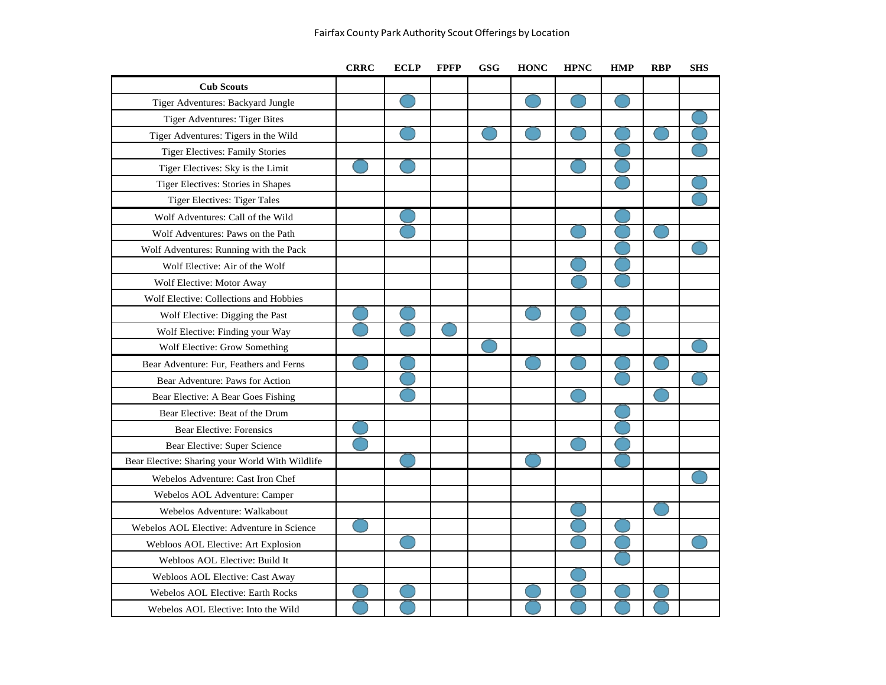# Fairfax County Park Authority Scout Offerings by Location

| | CRRC | ECLP | FPFP | GSG | HONC | HPNC | HMP | RBP | SHS |
|---|---|---|---|---|---|---|---|---|---|
| **Cub Scouts** | | | | | | | | | |
| Tiger Adventures: Backyard Jungle | | ● | | | ● | ● | ● | | |
| Tiger Adventures: Tiger Bites | | | | | | | | | ● |
| Tiger Adventures: Tigers in the Wild | | ● | | ● | ● | ● | ● | ● | ● |
| Tiger Electives: Family Stories | | | | | | | ● | | ● |
| Tiger Electives: Sky is the Limit | ● | ● | | | | ● | ● | | |
| Tiger Electives: Stories in Shapes | | | | | | | ● | | ● |
| Tiger Electives: Tiger Tales | | | | | | | | | ● |
| Wolf Adventures: Call of the Wild | | ● | | | | | ● | | |
| Wolf Adventures: Paws on the Path | | ● | | | | ● | ● | ● | |
| Wolf Adventures: Running with the Pack | | | | | | | ● | | ● |
| Wolf Elective: Air of the Wolf | | | | | | ● | ● | | |
| Wolf Elective: Motor Away | | | | | | ● | ● | | |
| Wolf Elective: Collections and Hobbies | | | | | | | | | |
| Wolf Elective: Digging the Past | ● | ● | | | ● | ● | ● | | |
| Wolf Elective: Finding your Way | ● | ● | ● | | | ● | ● | | |
| Wolf Elective: Grow Something | | | | ● | | | | | ● |
| Bear Adventure: Fur, Feathers and Ferns | ● | ● | | | ● | ● | ● | ● | |
| Bear Adventure: Paws for Action | | ● | | | | | ● | | ● |
| Bear Elective: A Bear Goes Fishing | | ● | | | | ● | | ● | |
| Bear Elective: Beat of the Drum | | | | | | | ● | | |
| Bear Elective: Forensics | ● | | | | | | ● | | |
| Bear Elective: Super Science | ● | | | | | ● | ● | | |
| Bear Elective: Sharing your World With Wildlife | | ● | | | ● | | ● | | |
| Webelos Adventure: Cast Iron Chef | | | | | | | | | ● |
| Webelos AOL Adventure: Camper | | | | | | | | | |
| Webelos Adventure: Walkabout | | | | | | ● | | ● | |
| Webelos AOL Elective: Adventure in Science | ● | | | | | ● | ● | | |
| Webloos AOL Elective: Art Explosion | | ● | | | | ● | ● | | ● |
| Webloos AOL Elective: Build It | | | | | | | ● | | |
| Webloos AOL Elective: Cast Away | | | | | | ● | | | |
| Webelos AOL Elective: Earth Rocks | ● | ● | | | ● | ● | ● | ● | |
| Webelos AOL Elective: Into the Wild | ● | ● | | | ● | ● | ● | ● | |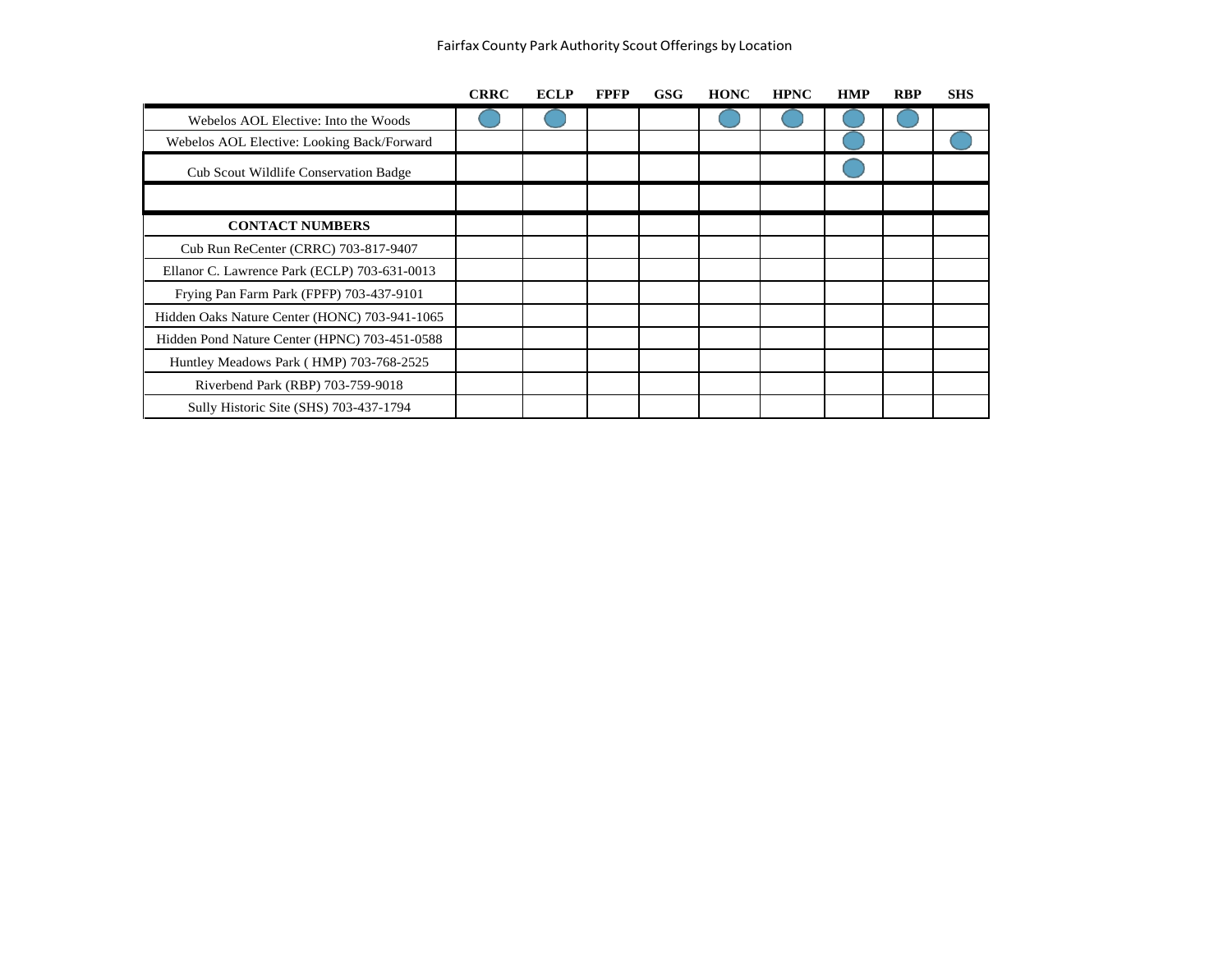Fairfax County Park Authority Scout Offerings by Location

| | CRRC | ECLP | FPFP | GSG | HONC | HPNC | HMP | RBP | SHS |
|---|---|---|---|---|---|---|---|---|---|
| Webelos AOL Elective: Into the Woods | ● | ● | | | ● | ● | ● | ● | |
| Webelos AOL Elective: Looking Back/Forward | | | | | | | ● | | ● |
| Cub Scout Wildlife Conservation Badge | | | | | | | ● | | |
| | | | | | | | | | |
| **CONTACT NUMBERS** | | | | | | | | | |
| Cub Run ReCenter (CRRC) 703-817-9407 | | | | | | | | | |
| Ellanor C. Lawrence Park (ECLP) 703-631-0013 | | | | | | | | | |
| Frying Pan Farm Park (FPFP) 703-437-9101 | | | | | | | | | |
| Hidden Oaks Nature Center (HONC) 703-941-1065 | | | | | | | | | |
| Hidden Pond Nature Center (HPNC) 703-451-0588 | | | | | | | | | |
| Huntley Meadows Park ( HMP) 703-768-2525 | | | | | | | | | |
| Riverbend Park (RBP) 703-759-9018 | | | | | | | | | |
| Sully Historic Site (SHS) 703-437-1794 | | | | | | | | | |